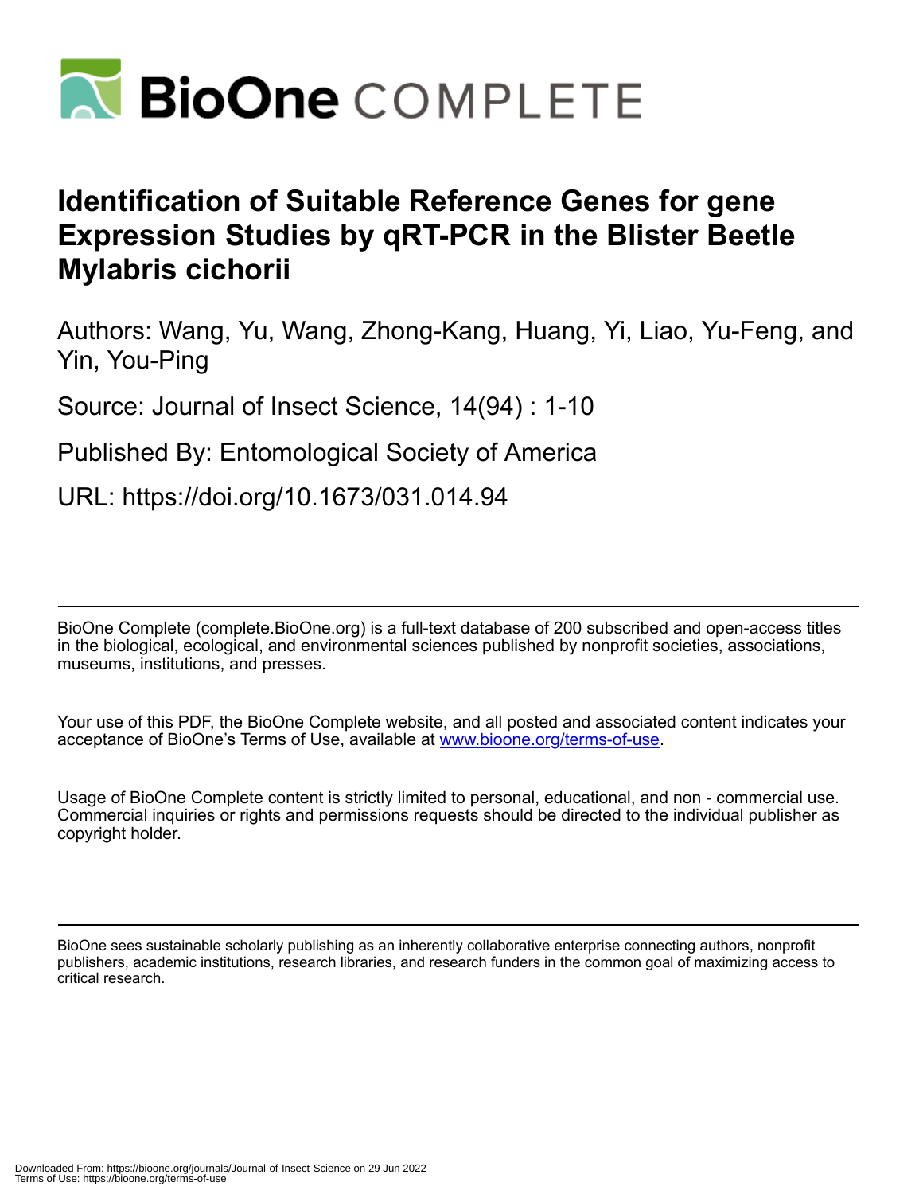# Identification of Suitable Reference Genes for gene Expression Studies by qRT-PCR in the Blister Beetle Mylabris cichorii

Authors: Wang, Yu, Wang, Zhong-Kang, Huang, Yi, Liao, Yu-Feng, and Yin, You-Ping

Source: Journal of Insect Science, 14(94) : 1-10

Published By: Entomological Society of America

URL: https://doi.org/10.1673/031.014.94

BioOne Complete (complete.BioOne.org) is a full-text database of 200 subscribed and open-access titles in the biological, ecological, and environmental sciences published by nonprofit societies, associations, museums, institutions, and presses.

Your use of this PDF, the BioOne Complete website, and all posted and associated content indicates your acceptance of BioOne's Terms of Use, available at www.bioone.org/terms-of-use.

Usage of BioOne Complete content is strictly limited to personal, educational, and non - commercial use. Commercial inquiries or rights and permissions requests should be directed to the individual publisher as copyright holder.

BioOne sees sustainable scholarly publishing as an inherently collaborative enterprise connecting authors, nonprofit publishers, academic institutions, research libraries, and research funders in the common goal of maximizing access to critical research.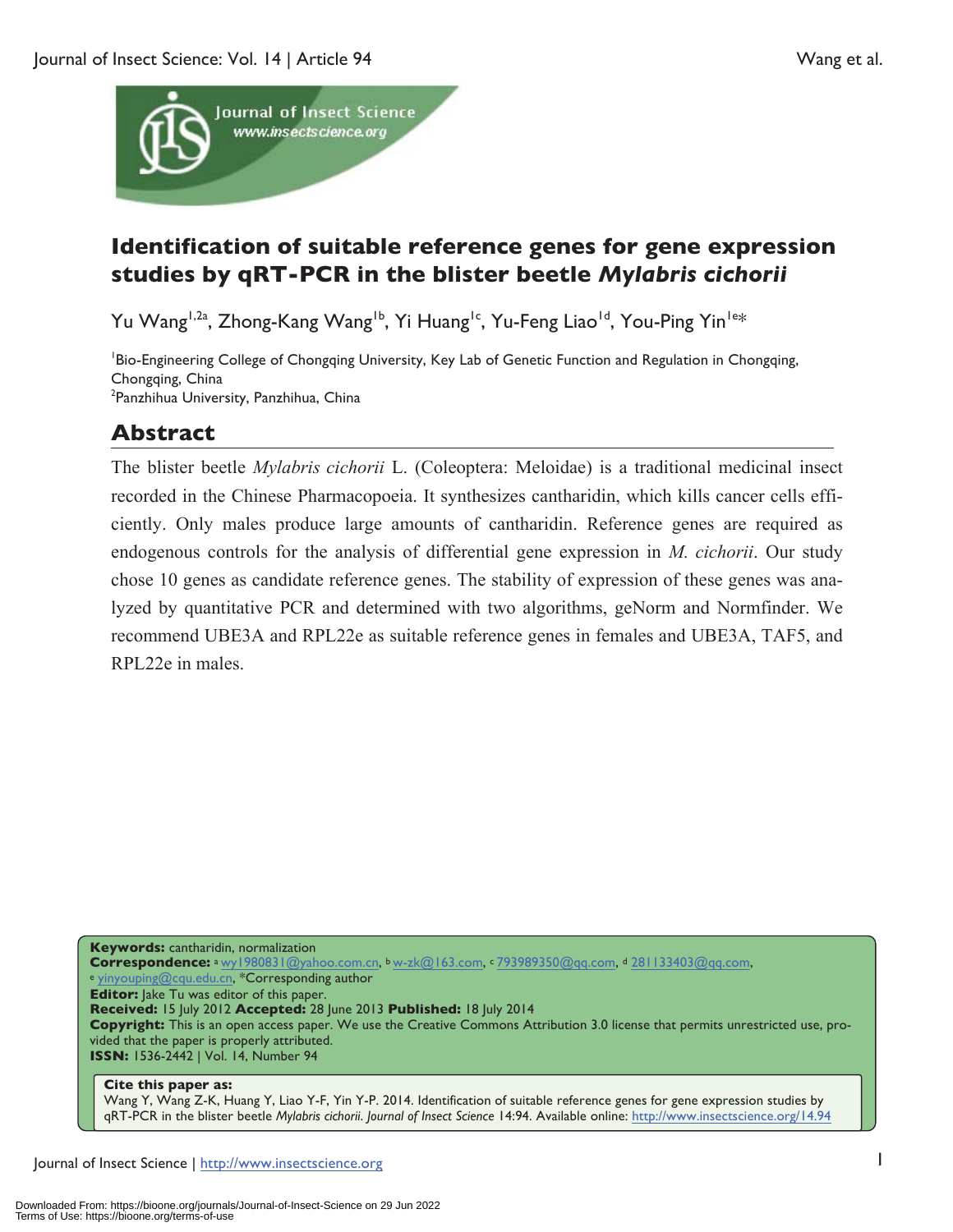# Identification of suitable reference genes for gene expression studies by qRT-PCR in the blister beetle *Mylabris cichorii*

Yu Wang[1,2a], Zhong-Kang Wang[1b], Yi Huang[1c], Yu-Feng Liao[1d], You-Ping Yin[1e*]

[1]Bio-Engineering College of Chongqing University, Key Lab of Genetic Function and Regulation in Chongqing, Chongqing, China
[2]Panzhihua University, Panzhihua, China

## Abstract

The blister beetle *Mylabris cichorii* L. (Coleoptera: Meloidae) is a traditional medicinal insect recorded in the Chinese Pharmacopoeia. It synthesizes cantharidin, which kills cancer cells efficiently. Only males produce large amounts of cantharidin. Reference genes are required as endogenous controls for the analysis of differential gene expression in *M. cichorii*. Our study chose 10 genes as candidate reference genes. The stability of expression of these genes was analyzed by quantitative PCR and determined with two algorithms, geNorm and Normfinder. We recommend UBE3A and RPL22e as suitable reference genes in females and UBE3A, TAF5, and RPL22e in males.

**Keywords:** cantharidin, normalization
**Correspondence:** [a] wy1980831@yahoo.com.cn, [b] w-zk@163.com, [c] 793989350@qq.com, [d] 281133403@qq.com, [e] yinyouping@cqu.edu.cn, *Corresponding author
**Editor:** Jake Tu was editor of this paper.
**Received:** 15 July 2012 **Accepted:** 28 June 2013 **Published:** 18 July 2014
**Copyright:** This is an open access paper. We use the Creative Commons Attribution 3.0 license that permits unrestricted use, provided that the paper is properly attributed.
**ISSN:** 1536-2442 | Vol. 14, Number 94

**Cite this paper as:**
Wang Y, Wang Z-K, Huang Y, Liao Y-F, Yin Y-P. 2014. Identification of suitable reference genes for gene expression studies by qRT-PCR in the blister beetle *Mylabris cichorii*. *Journal of Insect Science* 14:94. Available online: http://www.insectscience.org/14.94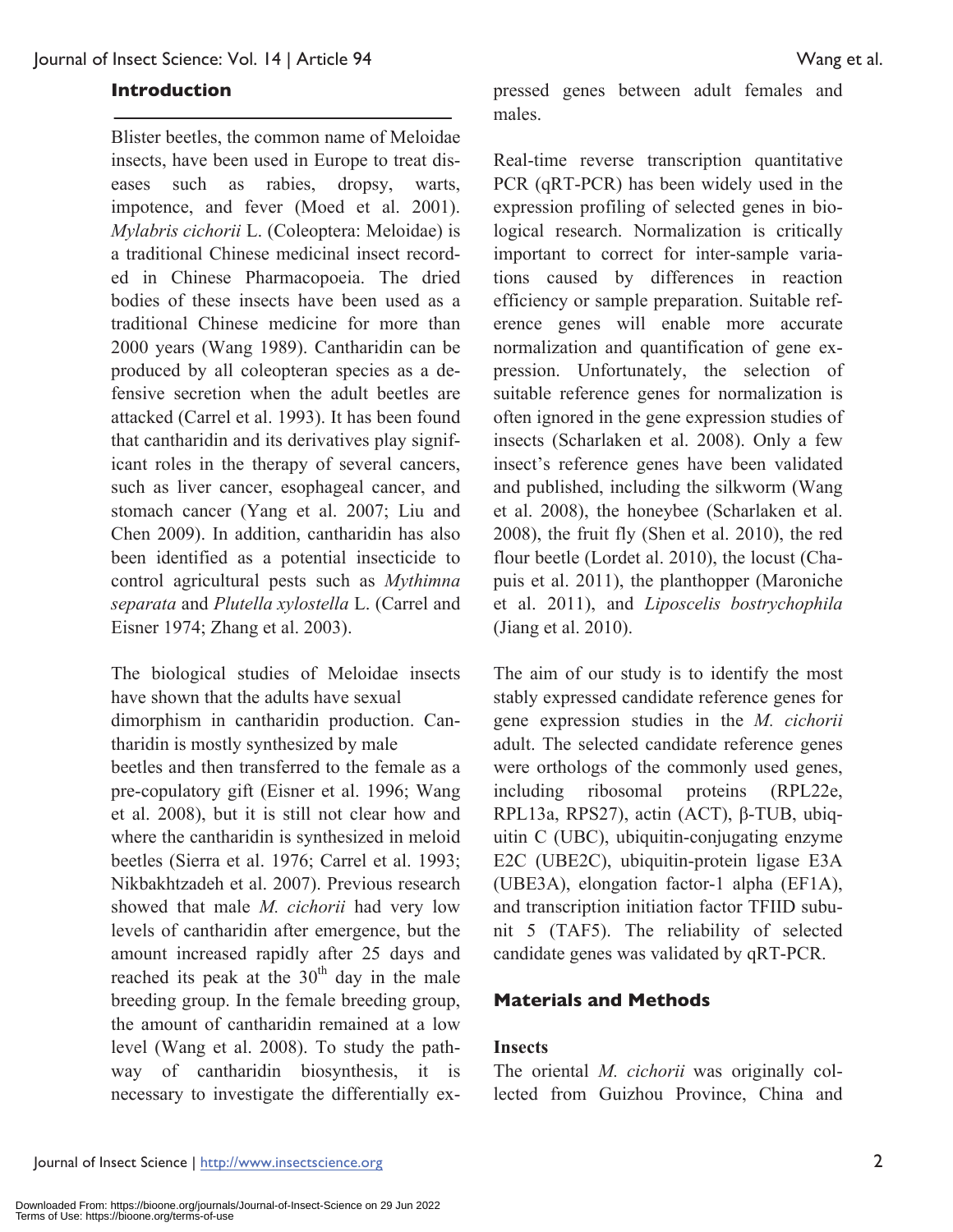## Introduction

Blister beetles, the common name of Meloidae insects, have been used in Europe to treat diseases such as rabies, dropsy, warts, impotence, and fever (Moed et al. 2001). *Mylabris cichorii* L. (Coleoptera: Meloidae) is a traditional Chinese medicinal insect recorded in Chinese Pharmacopoeia. The dried bodies of these insects have been used as a traditional Chinese medicine for more than 2000 years (Wang 1989). Cantharidin can be produced by all coleopteran species as a defensive secretion when the adult beetles are attacked (Carrel et al. 1993). It has been found that cantharidin and its derivatives play significant roles in the therapy of several cancers, such as liver cancer, esophageal cancer, and stomach cancer (Yang et al. 2007; Liu and Chen 2009). In addition, cantharidin has also been identified as a potential insecticide to control agricultural pests such as *Mythimna separata* and *Plutella xylostella* L. (Carrel and Eisner 1974; Zhang et al. 2003).

The biological studies of Meloidae insects have shown that the adults have sexual dimorphism in cantharidin production. Cantharidin is mostly synthesized by male beetles and then transferred to the female as a pre-copulatory gift (Eisner et al. 1996; Wang et al. 2008), but it is still not clear how and where the cantharidin is synthesized in meloid beetles (Sierra et al. 1976; Carrel et al. 1993; Nikbakhtzadeh et al. 2007). Previous research showed that male *M. cichorii* had very low levels of cantharidin after emergence, but the amount increased rapidly after 25 days and reached its peak at the 30$^{th}$ day in the male breeding group. In the female breeding group, the amount of cantharidin remained at a low level (Wang et al. 2008). To study the pathway of cantharidin biosynthesis, it is necessary to investigate the differentially expressed genes between adult females and males.

Real-time reverse transcription quantitative PCR (qRT-PCR) has been widely used in the expression profiling of selected genes in biological research. Normalization is critically important to correct for inter-sample variations caused by differences in reaction efficiency or sample preparation. Suitable reference genes will enable more accurate normalization and quantification of gene expression. Unfortunately, the selection of suitable reference genes for normalization is often ignored in the gene expression studies of insects (Scharlaken et al. 2008). Only a few insect's reference genes have been validated and published, including the silkworm (Wang et al. 2008), the honeybee (Scharlaken et al. 2008), the fruit fly (Shen et al. 2010), the red flour beetle (Lordet al. 2010), the locust (Chapuis et al. 2011), the planthopper (Maroniche et al. 2011), and *Liposcelis bostrychophila* (Jiang et al. 2010).

The aim of our study is to identify the most stably expressed candidate reference genes for gene expression studies in the *M. cichorii* adult. The selected candidate reference genes were orthologs of the commonly used genes, including ribosomal proteins (RPL22e, RPL13a, RPS27), actin (ACT), β-TUB, ubiquitin C (UBC), ubiquitin-conjugating enzyme E2C (UBE2C), ubiquitin-protein ligase E3A (UBE3A), elongation factor-1 alpha (EF1A), and transcription initiation factor TFIID subunit 5 (TAF5). The reliability of selected candidate genes was validated by qRT-PCR.

## Materials and Methods

### Insects

The oriental *M. cichorii* was originally collected from Guizhou Province, China and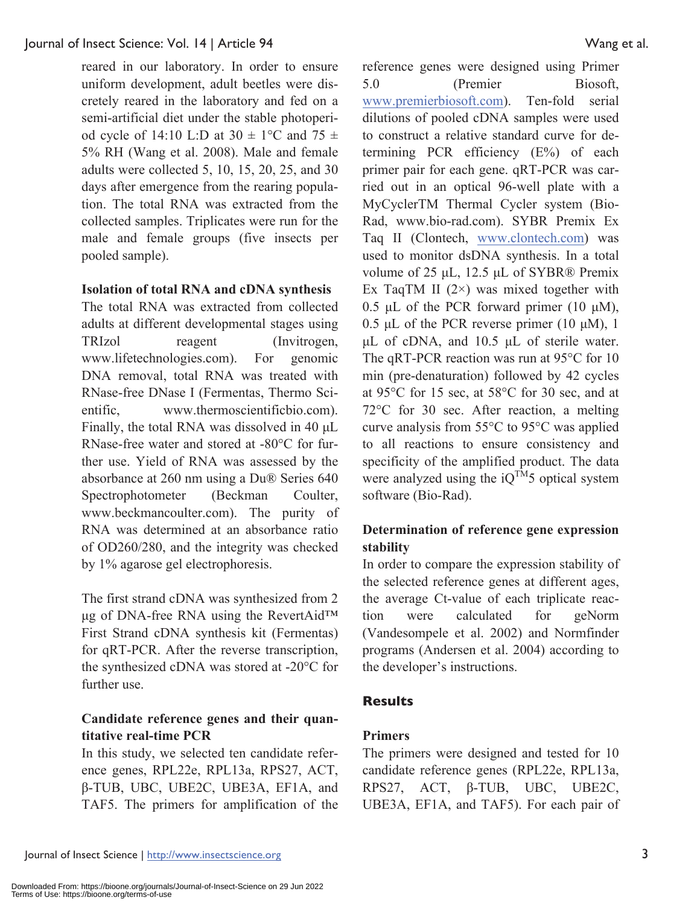reared in our laboratory. In order to ensure uniform development, adult beetles were discretely reared in the laboratory and fed on a semi-artificial diet under the stable photoperiod cycle of 14:10 L:D at 30 ± 1°C and 75 ± 5% RH (Wang et al. 2008). Male and female adults were collected 5, 10, 15, 20, 25, and 30 days after emergence from the rearing population. The total RNA was extracted from the collected samples. Triplicates were run for the male and female groups (five insects per pooled sample).

**Isolation of total RNA and cDNA synthesis**

The total RNA was extracted from collected adults at different developmental stages using TRIzol reagent (Invitrogen, www.lifetechnologies.com). For genomic DNA removal, total RNA was treated with RNase-free DNase I (Fermentas, Thermo Scientific, www.thermoscientificbio.com). Finally, the total RNA was dissolved in 40 μL RNase-free water and stored at -80°C for further use. Yield of RNA was assessed by the absorbance at 260 nm using a Du® Series 640 Spectrophotometer (Beckman Coulter, www.beckmancoulter.com). The purity of RNA was determined at an absorbance ratio of OD260/280, and the integrity was checked by 1% agarose gel electrophoresis.

The first strand cDNA was synthesized from 2 μg of DNA-free RNA using the RevertAid™ First Strand cDNA synthesis kit (Fermentas) for qRT-PCR. After the reverse transcription, the synthesized cDNA was stored at -20°C for further use.

**Candidate reference genes and their quantitative real-time PCR**

In this study, we selected ten candidate reference genes, RPL22e, RPL13a, RPS27, ACT, β-TUB, UBC, UBE2C, UBE3A, EF1A, and TAF5. The primers for amplification of the reference genes were designed using Primer 5.0 (Premier Biosoft, www.premierbiosoft.com). Ten-fold serial dilutions of pooled cDNA samples were used to construct a relative standard curve for determining PCR efficiency (E%) of each primer pair for each gene. qRT-PCR was carried out in an optical 96-well plate with a MyCyclerTM Thermal Cycler system (Bio-Rad, www.bio-rad.com). SYBR Premix Ex Taq II (Clontech, www.clontech.com) was used to monitor dsDNA synthesis. In a total volume of 25 μL, 12.5 μL of SYBR® Premix Ex TaqTM II (2×) was mixed together with 0.5 μL of the PCR forward primer (10 μM), 0.5 μL of the PCR reverse primer (10 μM), 1 μL of cDNA, and 10.5 μL of sterile water. The qRT-PCR reaction was run at 95°C for 10 min (pre-denaturation) followed by 42 cycles at 95°C for 15 sec, at 58°C for 30 sec, and at 72°C for 30 sec. After reaction, a melting curve analysis from 55°C to 95°C was applied to all reactions to ensure consistency and specificity of the amplified product. The data were analyzed using the iQ™5 optical system software (Bio-Rad).

**Determination of reference gene expression stability**

In order to compare the expression stability of the selected reference genes at different ages, the average Ct-value of each triplicate reaction were calculated for geNorm (Vandesompele et al. 2002) and Normfinder programs (Andersen et al. 2004) according to the developer's instructions.

## Results

**Primers**

The primers were designed and tested for 10 candidate reference genes (RPL22e, RPL13a, RPS27, ACT, β-TUB, UBC, UBE2C, UBE3A, EF1A, and TAF5). For each pair of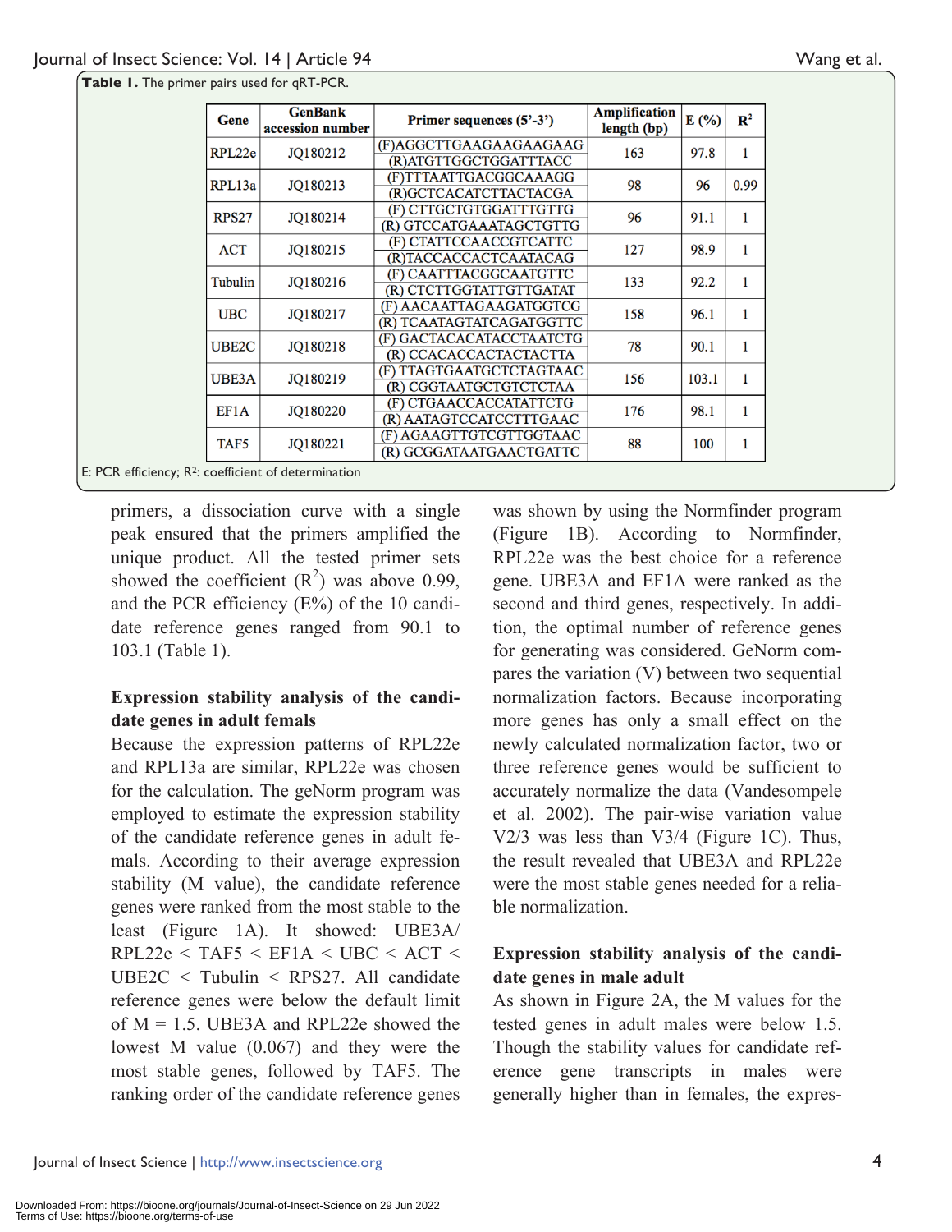**Table 1.** The primer pairs used for qRT-PCR.

| Gene | GenBank accession number | Primer sequences (5'-3') | Amplification length (bp) | E (%) | $R^2$ |
|---|---|---|---|---|---|
| RPL22e | JQ180212 | (F)AGGCTTGAAGAAGAAGAAG<br>(R)ATGTTGGCTGGATTTACC | 163 | 97.8 | 1 |
| RPL13a | JQ180213 | (F)TTTAATTGACGGCAAAGG<br>(R)GCTCACATCTTACTACGA | 98 | 96 | 0.99 |
| RPS27 | JQ180214 | (F) CTTGCTGTGGATTTGTTG<br>(R) GTCCATGAAATAGCTGTTG | 96 | 91.1 | 1 |
| ACT | JQ180215 | (F) CTATTCCAACCGTCATTC<br>(R)TACCACCACTCAATACAG | 127 | 98.9 | 1 |
| Tubulin | JQ180216 | (F) CAATTTACGGCAATGTTC<br>(R) CTCTTGGTATTGTTGATAT | 133 | 92.2 | 1 |
| UBC | JQ180217 | (F) AACAATTAGAAGATGGTCG<br>(R) TCAATAGTATCAGATGGTTC | 158 | 96.1 | 1 |
| UBE2C | JQ180218 | (F) GACTACACATACCTAATCTG<br>(R) CCACACCACTACTACTTA | 78 | 90.1 | 1 |
| UBE3A | JQ180219 | (F) TTAGTGAATGCTCTAGTAAC<br>(R) CGGTAATGCTGTCTCTAA | 156 | 103.1 | 1 |
| EF1A | JQ180220 | (F) CTGAACCACCATATTCTG<br>(R) AATAGTCCATCCTTTGAAC | 176 | 98.1 | 1 |
| TAF5 | JQ180221 | (F) AGAAGTTGTCGTTGGTAAC<br>(R) GCGGATAATGAACTGATTC | 88 | 100 | 1 |

E: PCR efficiency; $R^2$: coefficient of determination

primers, a dissociation curve with a single peak ensured that the primers amplified the unique product. All the tested primer sets showed the coefficient ($R^2$) was above 0.99, and the PCR efficiency (E%) of the 10 candidate reference genes ranged from 90.1 to 103.1 (Table 1).

### Expression stability analysis of the candidate genes in adult femals

Because the expression patterns of RPL22e and RPL13a are similar, RPL22e was chosen for the calculation. The geNorm program was employed to estimate the expression stability of the candidate reference genes in adult femals. According to their average expression stability (M value), the candidate reference genes were ranked from the most stable to the least (Figure 1A). It showed: UBE3A/RPL22e < TAF5 < EF1A < UBC < ACT < UBE2C < Tubulin < RPS27. All candidate reference genes were below the default limit of M = 1.5. UBE3A and RPL22e showed the lowest M value (0.067) and they were the most stable genes, followed by TAF5. The ranking order of the candidate reference genes was shown by using the Normfinder program (Figure 1B). According to Normfinder, RPL22e was the best choice for a reference gene. UBE3A and EF1A were ranked as the second and third genes, respectively. In addition, the optimal number of reference genes for generating was considered. GeNorm compares the variation (V) between two sequential normalization factors. Because incorporating more genes has only a small effect on the newly calculated normalization factor, two or three reference genes would be sufficient to accurately normalize the data (Vandesompele et al. 2002). The pair-wise variation value V2/3 was less than V3/4 (Figure 1C). Thus, the result revealed that UBE3A and RPL22e were the most stable genes needed for a reliable normalization.

### Expression stability analysis of the candidate genes in male adult

As shown in Figure 2A, the M values for the tested genes in adult males were below 1.5. Though the stability values for candidate reference gene transcripts in males were generally higher than in females, the expres-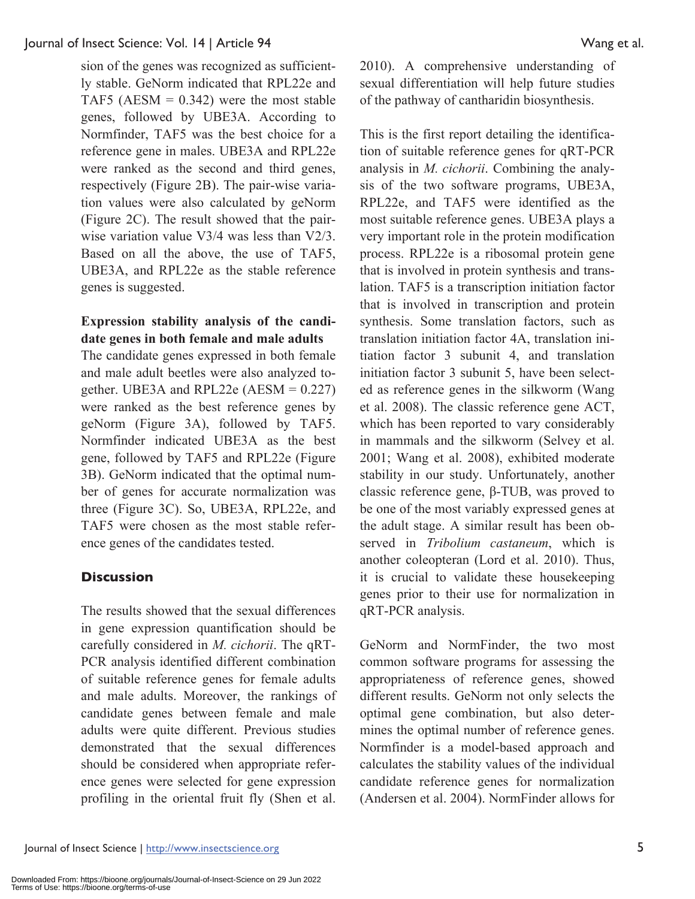sion of the genes was recognized as sufficiently stable. GeNorm indicated that RPL22e and TAF5 (AESM = 0.342) were the most stable genes, followed by UBE3A. According to Normfinder, TAF5 was the best choice for a reference gene in males. UBE3A and RPL22e were ranked as the second and third genes, respectively (Figure 2B). The pair-wise variation values were also calculated by geNorm (Figure 2C). The result showed that the pairwise variation value V3/4 was less than V2/3. Based on all the above, the use of TAF5, UBE3A, and RPL22e as the stable reference genes is suggested.

**Expression stability analysis of the candidate genes in both female and male adults**

The candidate genes expressed in both female and male adult beetles were also analyzed together. UBE3A and RPL22e (AESM = 0.227) were ranked as the best reference genes by geNorm (Figure 3A), followed by TAF5. Normfinder indicated UBE3A as the best gene, followed by TAF5 and RPL22e (Figure 3B). GeNorm indicated that the optimal number of genes for accurate normalization was three (Figure 3C). So, UBE3A, RPL22e, and TAF5 were chosen as the most stable reference genes of the candidates tested.

## Discussion

The results showed that the sexual differences in gene expression quantification should be carefully considered in *M. cichorii*. The qRT-PCR analysis identified different combination of suitable reference genes for female adults and male adults. Moreover, the rankings of candidate genes between female and male adults were quite different. Previous studies demonstrated that the sexual differences should be considered when appropriate reference genes were selected for gene expression profiling in the oriental fruit fly (Shen et al. 2010). A comprehensive understanding of sexual differentiation will help future studies of the pathway of cantharidin biosynthesis.

This is the first report detailing the identification of suitable reference genes for qRT-PCR analysis in *M. cichorii*. Combining the analysis of the two software programs, UBE3A, RPL22e, and TAF5 were identified as the most suitable reference genes. UBE3A plays a very important role in the protein modification process. RPL22e is a ribosomal protein gene that is involved in protein synthesis and translation. TAF5 is a transcription initiation factor that is involved in transcription and protein synthesis. Some translation factors, such as translation initiation factor 4A, translation initiation factor 3 subunit 4, and translation initiation factor 3 subunit 5, have been selected as reference genes in the silkworm (Wang et al. 2008). The classic reference gene ACT, which has been reported to vary considerably in mammals and the silkworm (Selvey et al. 2001; Wang et al. 2008), exhibited moderate stability in our study. Unfortunately, another classic reference gene, β-TUB, was proved to be one of the most variably expressed genes at the adult stage. A similar result has been observed in *Tribolium castaneum*, which is another coleopteran (Lord et al. 2010). Thus, it is crucial to validate these housekeeping genes prior to their use for normalization in qRT-PCR analysis.

GeNorm and NormFinder, the two most common software programs for assessing the appropriateness of reference genes, showed different results. GeNorm not only selects the optimal gene combination, but also determines the optimal number of reference genes. Normfinder is a model-based approach and calculates the stability values of the individual candidate reference genes for normalization (Andersen et al. 2004). NormFinder allows for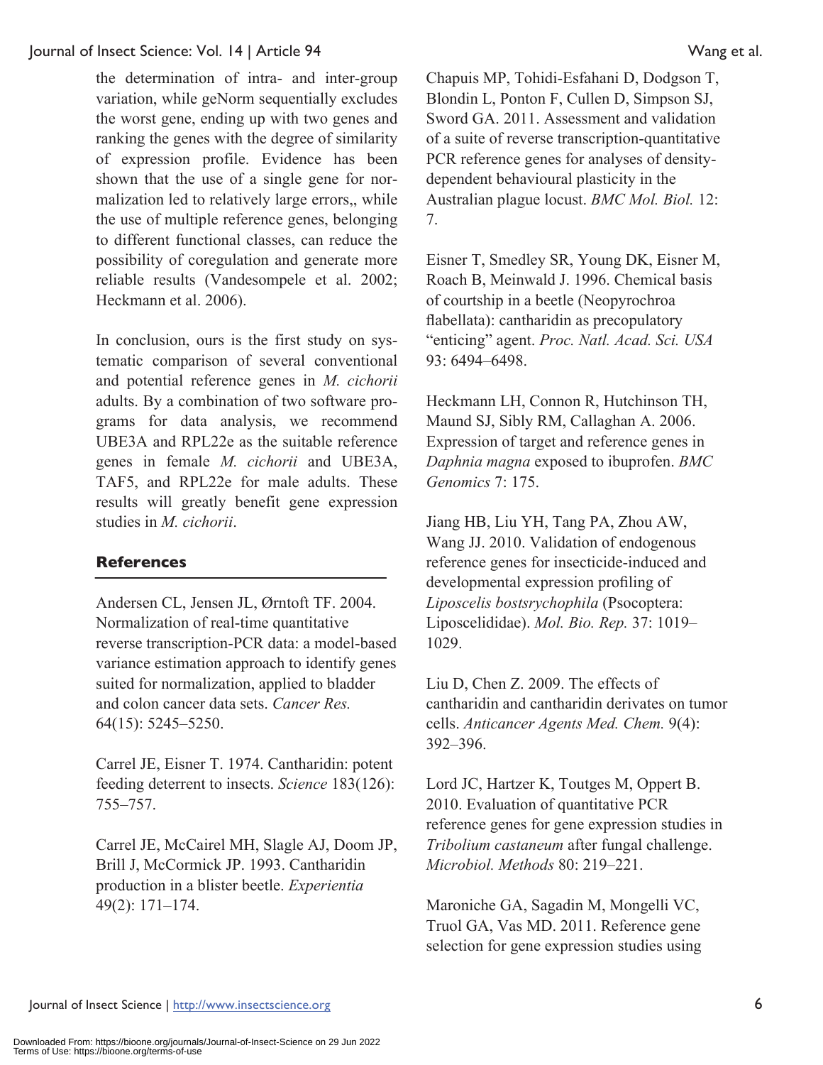the determination of intra- and inter-group variation, while geNorm sequentially excludes the worst gene, ending up with two genes and ranking the genes with the degree of similarity of expression profile. Evidence has been shown that the use of a single gene for normalization led to relatively large errors,, while the use of multiple reference genes, belonging to different functional classes, can reduce the possibility of coregulation and generate more reliable results (Vandesompele et al. 2002; Heckmann et al. 2006).

In conclusion, ours is the first study on systematic comparison of several conventional and potential reference genes in *M. cichorii* adults. By a combination of two software programs for data analysis, we recommend UBE3A and RPL22e as the suitable reference genes in female *M. cichorii* and UBE3A, TAF5, and RPL22e for male adults. These results will greatly benefit gene expression studies in *M. cichorii*.

## References

Andersen CL, Jensen JL, Ørntoft TF. 2004. Normalization of real-time quantitative reverse transcription-PCR data: a model-based variance estimation approach to identify genes suited for normalization, applied to bladder and colon cancer data sets. *Cancer Res.* 64(15): 5245–5250.

Carrel JE, Eisner T. 1974. Cantharidin: potent feeding deterrent to insects. *Science* 183(126): 755–757.

Carrel JE, McCairel MH, Slagle AJ, Doom JP, Brill J, McCormick JP. 1993. Cantharidin production in a blister beetle. *Experientia* 49(2): 171–174.

Chapuis MP, Tohidi-Esfahani D, Dodgson T, Blondin L, Ponton F, Cullen D, Simpson SJ, Sword GA. 2011. Assessment and validation of a suite of reverse transcription-quantitative PCR reference genes for analyses of density-dependent behavioural plasticity in the Australian plague locust. *BMC Mol. Biol.* 12: 7.

Eisner T, Smedley SR, Young DK, Eisner M, Roach B, Meinwald J. 1996. Chemical basis of courtship in a beetle (Neopyrochroa flabellata): cantharidin as precopulatory "enticing" agent. *Proc. Natl. Acad. Sci. USA* 93: 6494–6498.

Heckmann LH, Connon R, Hutchinson TH, Maund SJ, Sibly RM, Callaghan A. 2006. Expression of target and reference genes in *Daphnia magna* exposed to ibuprofen. *BMC Genomics* 7: 175.

Jiang HB, Liu YH, Tang PA, Zhou AW, Wang JJ. 2010. Validation of endogenous reference genes for insecticide-induced and developmental expression profiling of *Liposcelis bostsrychophila* (Psocoptera: Liposcelididae). *Mol. Bio. Rep.* 37: 1019–1029.

Liu D, Chen Z. 2009. The effects of cantharidin and cantharidin derivates on tumor cells. *Anticancer Agents Med. Chem.* 9(4): 392–396.

Lord JC, Hartzer K, Toutges M, Oppert B. 2010. Evaluation of quantitative PCR reference genes for gene expression studies in *Tribolium castaneum* after fungal challenge. *Microbiol. Methods* 80: 219–221.

Maroniche GA, Sagadin M, Mongelli VC, Truol GA, Vas MD. 2011. Reference gene selection for gene expression studies using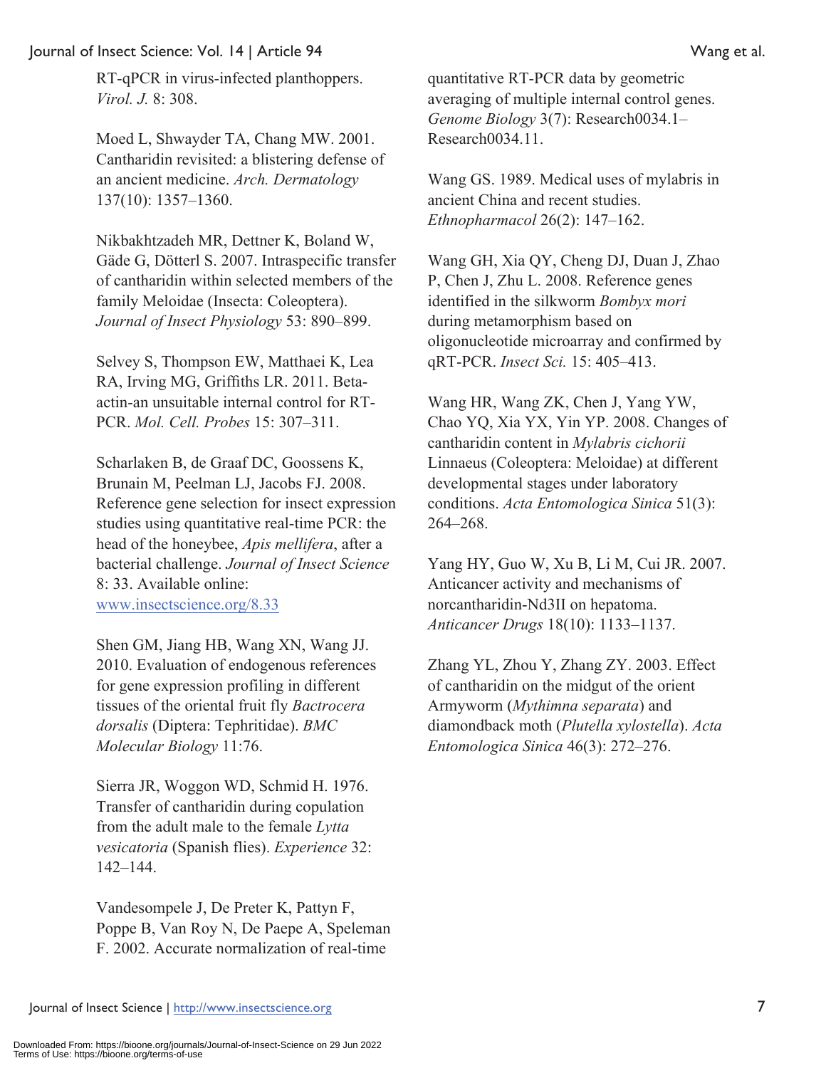RT-qPCR in virus-infected planthoppers. *Virol. J.* 8: 308.

Moed L, Shwayder TA, Chang MW. 2001. Cantharidin revisited: a blistering defense of an ancient medicine. *Arch. Dermatology* 137(10): 1357–1360.

Nikbakhtzadeh MR, Dettner K, Boland W, Gäde G, Dötterl S. 2007. Intraspecific transfer of cantharidin within selected members of the family Meloidae (Insecta: Coleoptera). *Journal of Insect Physiology* 53: 890–899.

Selvey S, Thompson EW, Matthaei K, Lea RA, Irving MG, Griffiths LR. 2011. Beta-actin-an unsuitable internal control for RT-PCR. *Mol. Cell. Probes* 15: 307–311.

Scharlaken B, de Graaf DC, Goossens K, Brunain M, Peelman LJ, Jacobs FJ. 2008. Reference gene selection for insect expression studies using quantitative real-time PCR: the head of the honeybee, *Apis mellifera*, after a bacterial challenge. *Journal of Insect Science* 8: 33. Available online: www.insectscience.org/8.33

Shen GM, Jiang HB, Wang XN, Wang JJ. 2010. Evaluation of endogenous references for gene expression profiling in different tissues of the oriental fruit fly *Bactrocera dorsalis* (Diptera: Tephritidae). *BMC Molecular Biology* 11:76.

Sierra JR, Woggon WD, Schmid H. 1976. Transfer of cantharidin during copulation from the adult male to the female *Lytta vesicatoria* (Spanish flies). *Experience* 32: 142–144.

Vandesompele J, De Preter K, Pattyn F, Poppe B, Van Roy N, De Paepe A, Speleman F. 2002. Accurate normalization of real-time quantitative RT-PCR data by geometric averaging of multiple internal control genes. *Genome Biology* 3(7): Research0034.1–Research0034.11.

Wang GS. 1989. Medical uses of mylabris in ancient China and recent studies. *Ethnopharmacol* 26(2): 147–162.

Wang GH, Xia QY, Cheng DJ, Duan J, Zhao P, Chen J, Zhu L. 2008. Reference genes identified in the silkworm *Bombyx mori* during metamorphism based on oligonucleotide microarray and confirmed by qRT-PCR. *Insect Sci.* 15: 405–413.

Wang HR, Wang ZK, Chen J, Yang YW, Chao YQ, Xia YX, Yin YP. 2008. Changes of cantharidin content in *Mylabris cichorii* Linnaeus (Coleoptera: Meloidae) at different developmental stages under laboratory conditions. *Acta Entomologica Sinica* 51(3): 264–268.

Yang HY, Guo W, Xu B, Li M, Cui JR. 2007. Anticancer activity and mechanisms of norcantharidin-Nd3II on hepatoma. *Anticancer Drugs* 18(10): 1133–1137.

Zhang YL, Zhou Y, Zhang ZY. 2003. Effect of cantharidin on the midgut of the orient Armyworm (*Mythimna separata*) and diamondback moth (*Plutella xylostella*). *Acta Entomologica Sinica* 46(3): 272–276.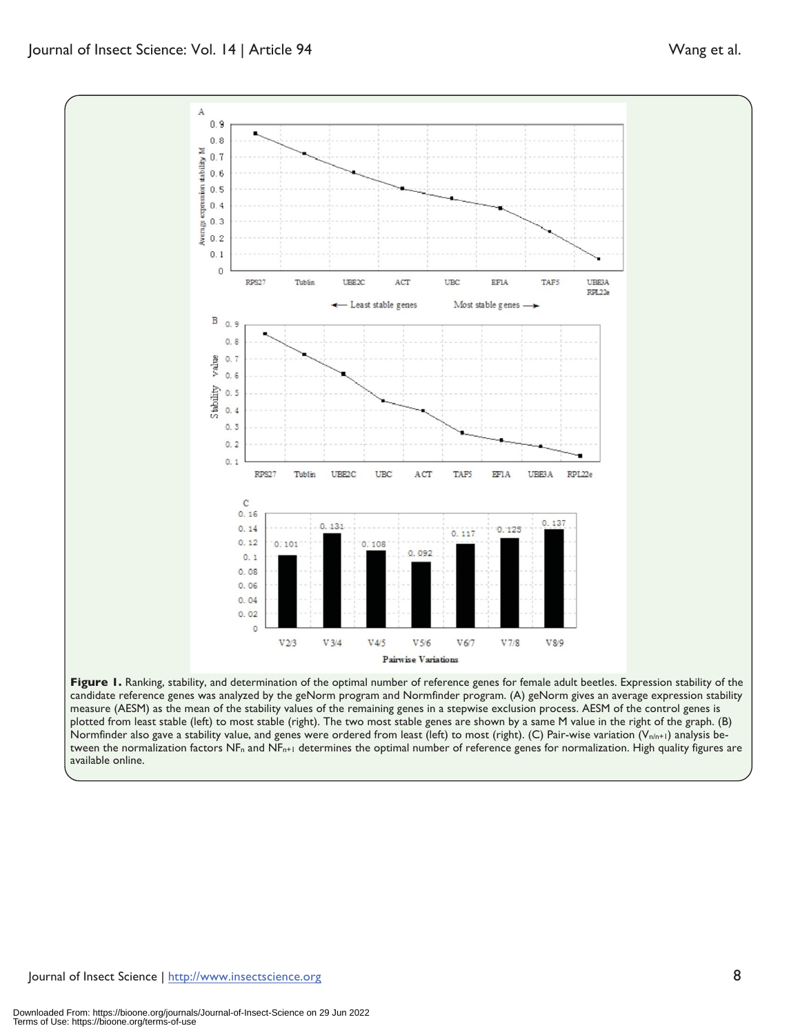**Figure 1.** Ranking, stability, and determination of the optimal number of reference genes for female adult beetles. Expression stability of the candidate reference genes was analyzed by the geNorm program and Normfinder program. (A) geNorm gives an average expression stability measure (AESM) as the mean of the stability values of the remaining genes in a stepwise exclusion process. AESM of the control genes is plotted from least stable (left) to most stable (right). The two most stable genes are shown by a same M value in the right of the graph. (B) Normfinder also gave a stability value, and genes were ordered from least (left) to most (right). (C) Pair-wise variation ($V_{n/n+1}$) analysis between the normalization factors $NF_n$ and $NF_{n+1}$ determines the optimal number of reference genes for normalization. High quality figures are available online.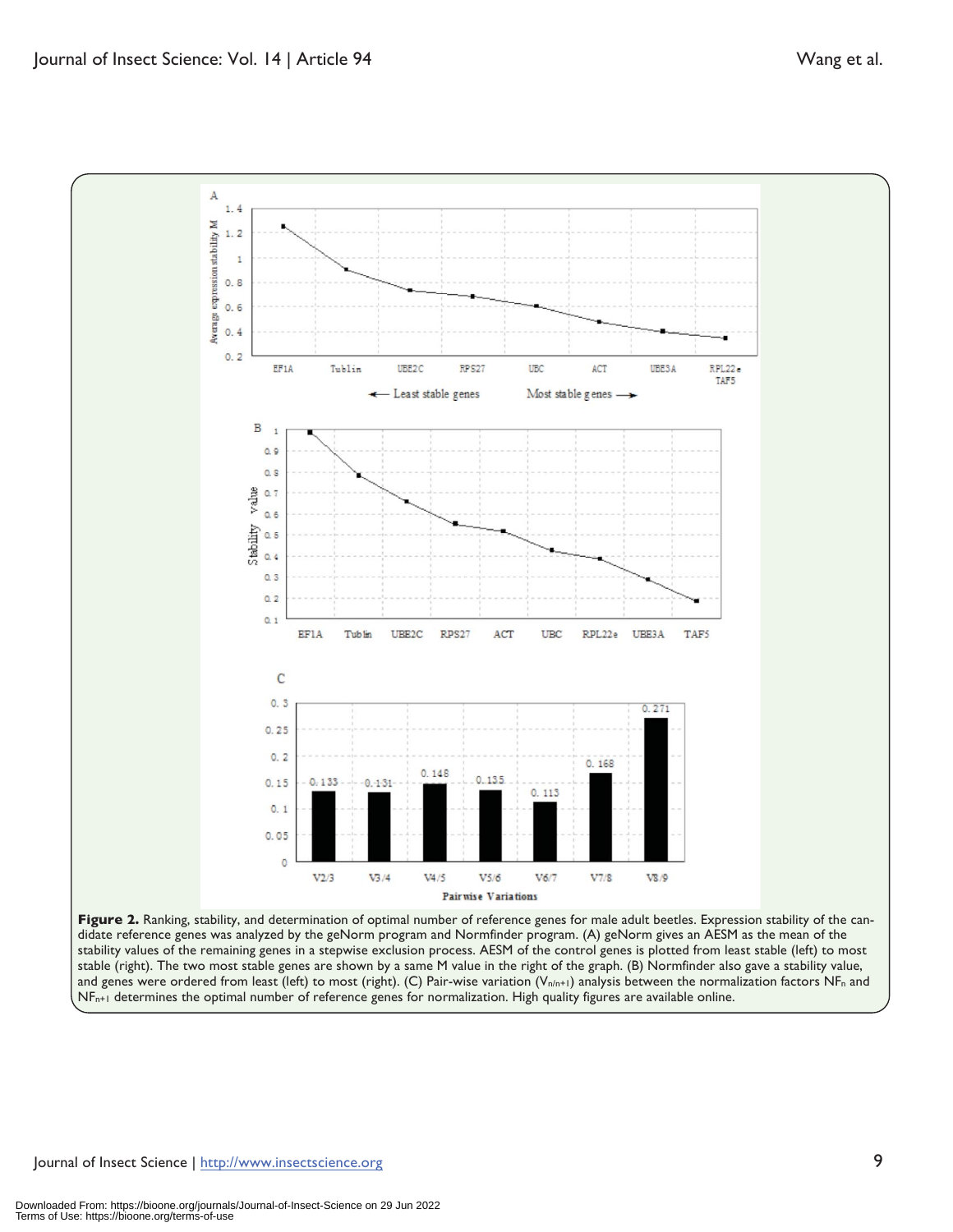**Figure 2.** Ranking, stability, and determination of optimal number of reference genes for male adult beetles. Expression stability of the candidate reference genes was analyzed by the geNorm program and Normfinder program. (A) geNorm gives an AESM as the mean of the stability values of the remaining genes in a stepwise exclusion process. AESM of the control genes is plotted from least stable (left) to most stable (right). The two most stable genes are shown by a same M value in the right of the graph. (B) Normfinder also gave a stability value, and genes were ordered from least (left) to most (right). (C) Pair-wise variation ($V_{n/n+1}$) analysis between the normalization factors $NF_n$ and $NF_{n+1}$ determines the optimal number of reference genes for normalization. High quality figures are available online.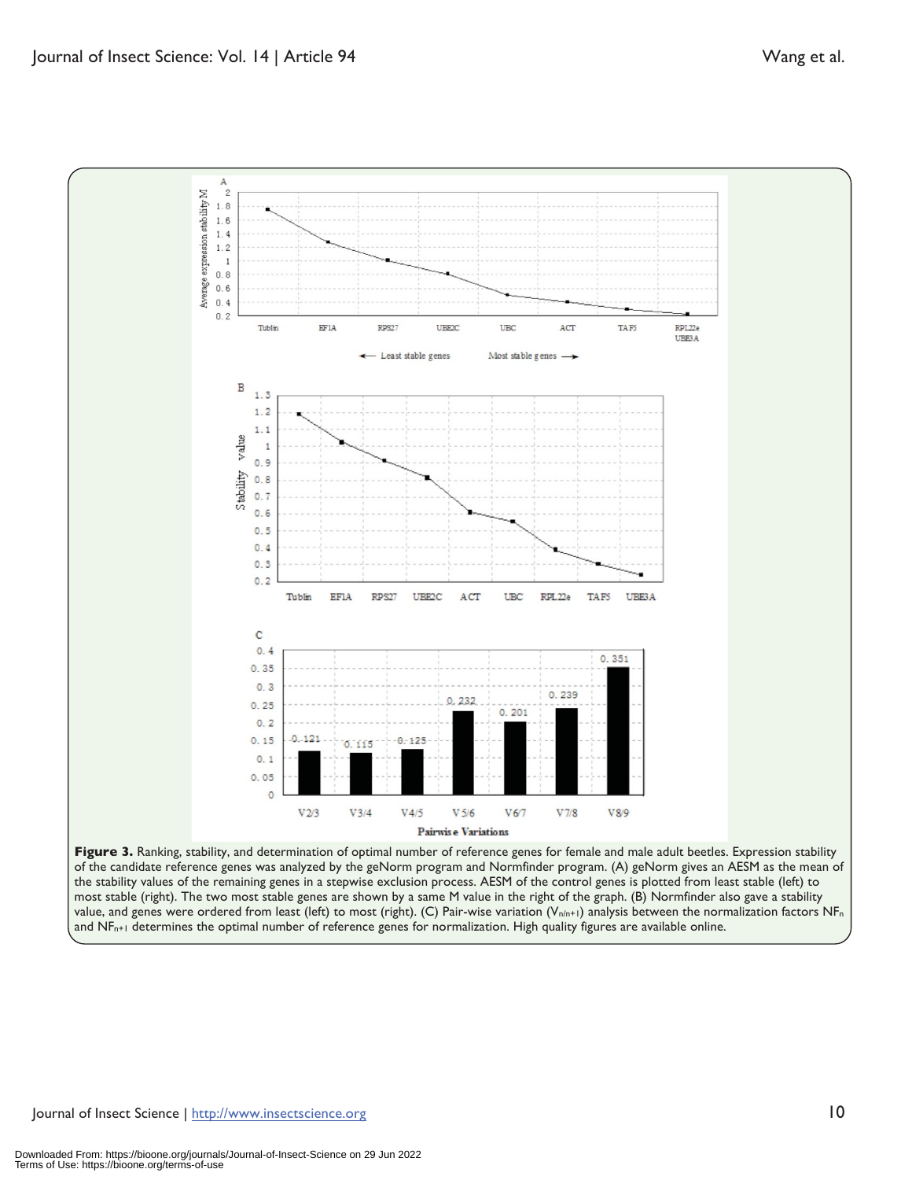A

Average expression stability M

2
1.8
1.6
1.4
1.2
1
0.8
0.6
0.4
0.2

Tublin EF1A RPS27 UBE2C UBC ACT TAF5 RPL22e UBE3A

← Least stable genes Most stable genes →

B

Stability value

1.3
1.2
1.1
1
0.9
0.8
0.7
0.6
0.5
0.4
0.3
0.2

Tublin EF1A RPS27 UBE2C ACT UBC RPL22e TAF5 UBE3A

C

0.4
0.35
0.3
0.25
0.2
0.15
0.1
0.05
0

0.121 0.115 0.125 0.232 0.201 0.239 0.351

V2/3 V3/4 V4/5 V5/6 V6/7 V7/8 V8/9

Pairwise Variations

**Figure 3.** Ranking, stability, and determination of optimal number of reference genes for female and male adult beetles. Expression stability of the candidate reference genes was analyzed by the geNorm program and Normfinder program. (A) geNorm gives an AESM as the mean of the stability values of the remaining genes in a stepwise exclusion process. AESM of the control genes is plotted from least stable (left) to most stable (right). The two most stable genes are shown by a same M value in the right of the graph. (B) Normfinder also gave a stability value, and genes were ordered from least (left) to most (right). (C) Pair-wise variation ($V_{n/n+1}$) analysis between the normalization factors $NF_n$ and $NF_{n+1}$ determines the optimal number of reference genes for normalization. High quality figures are available online.

Downloaded From: https://bioone.org/journals/Journal-of-Insect-Science on 29 Jun 2022
Terms of Use: https://bioone.org/terms-of-use